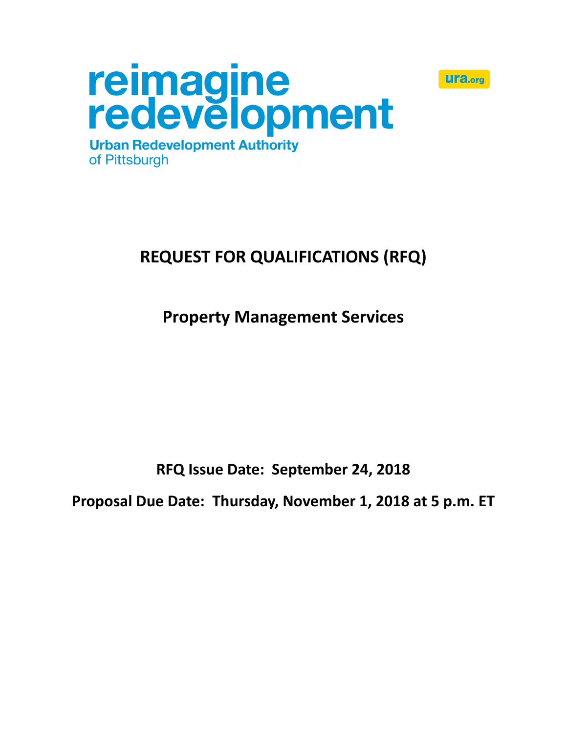reimagine redevelopment

Urban Redevelopment Authority of Pittsburgh

ura.org

# REQUEST FOR QUALIFICATIONS (RFQ)

## Property Management Services

**RFQ Issue Date: September 24, 2018**

**Proposal Due Date: Thursday, November 1, 2018 at 5 p.m. ET**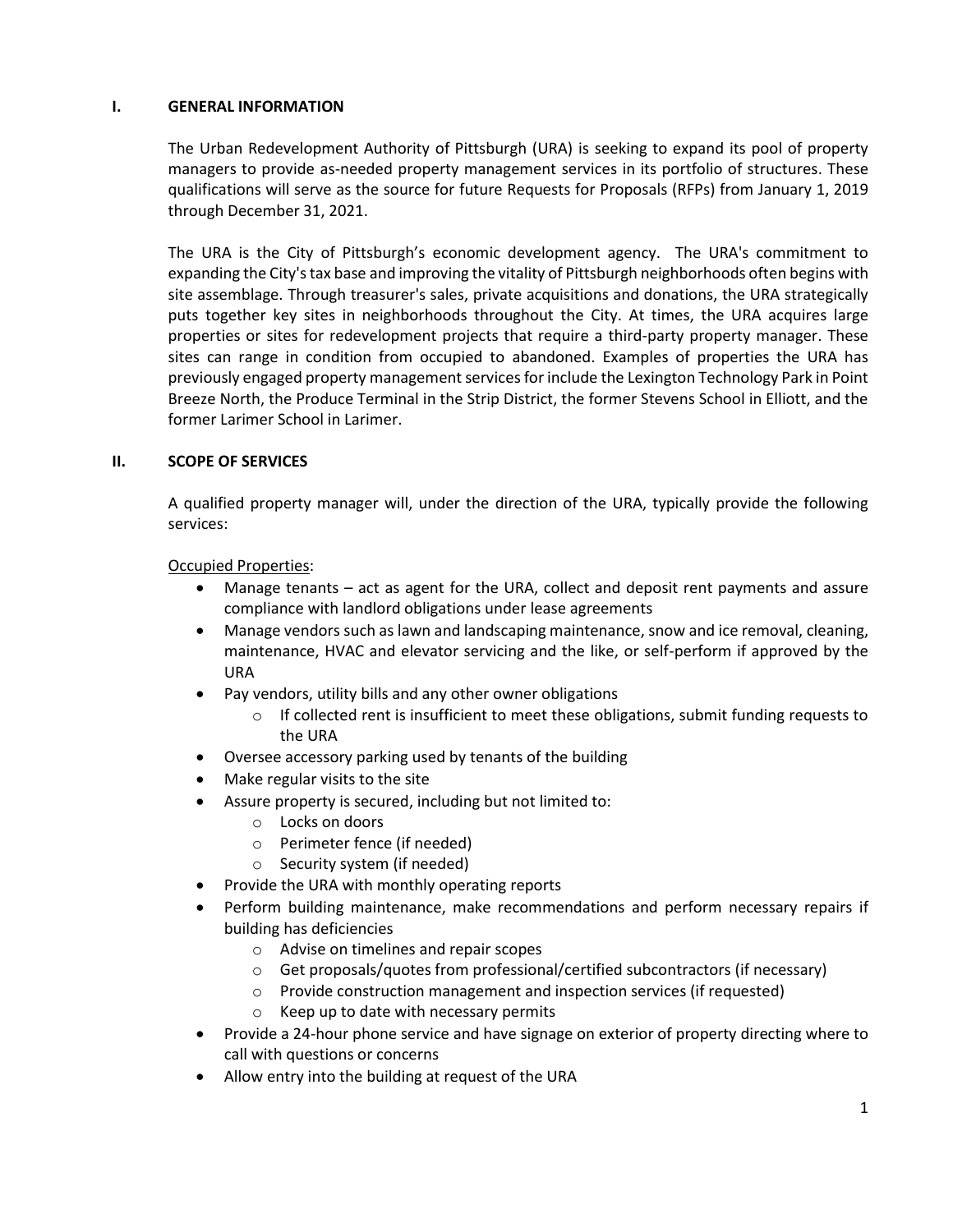## I. GENERAL INFORMATION

The Urban Redevelopment Authority of Pittsburgh (URA) is seeking to expand its pool of property managers to provide as-needed property management services in its portfolio of structures. These qualifications will serve as the source for future Requests for Proposals (RFPs) from January 1, 2019 through December 31, 2021.

The URA is the City of Pittsburgh's economic development agency. The URA's commitment to expanding the City's tax base and improving the vitality of Pittsburgh neighborhoods often begins with site assemblage. Through treasurer's sales, private acquisitions and donations, the URA strategically puts together key sites in neighborhoods throughout the City. At times, the URA acquires large properties or sites for redevelopment projects that require a third-party property manager. These sites can range in condition from occupied to abandoned. Examples of properties the URA has previously engaged property management services for include the Lexington Technology Park in Point Breeze North, the Produce Terminal in the Strip District, the former Stevens School in Elliott, and the former Larimer School in Larimer.

## II. SCOPE OF SERVICES

A qualified property manager will, under the direction of the URA, typically provide the following services:

Occupied Properties:

- Manage tenants – act as agent for the URA, collect and deposit rent payments and assure compliance with landlord obligations under lease agreements
- Manage vendors such as lawn and landscaping maintenance, snow and ice removal, cleaning, maintenance, HVAC and elevator servicing and the like, or self-perform if approved by the URA
- Pay vendors, utility bills and any other owner obligations
  - If collected rent is insufficient to meet these obligations, submit funding requests to the URA
- Oversee accessory parking used by tenants of the building
- Make regular visits to the site
- Assure property is secured, including but not limited to:
  - Locks on doors
  - Perimeter fence (if needed)
  - Security system (if needed)
- Provide the URA with monthly operating reports
- Perform building maintenance, make recommendations and perform necessary repairs if building has deficiencies
  - Advise on timelines and repair scopes
  - Get proposals/quotes from professional/certified subcontractors (if necessary)
  - Provide construction management and inspection services (if requested)
  - Keep up to date with necessary permits
- Provide a 24-hour phone service and have signage on exterior of property directing where to call with questions or concerns
- Allow entry into the building at request of the URA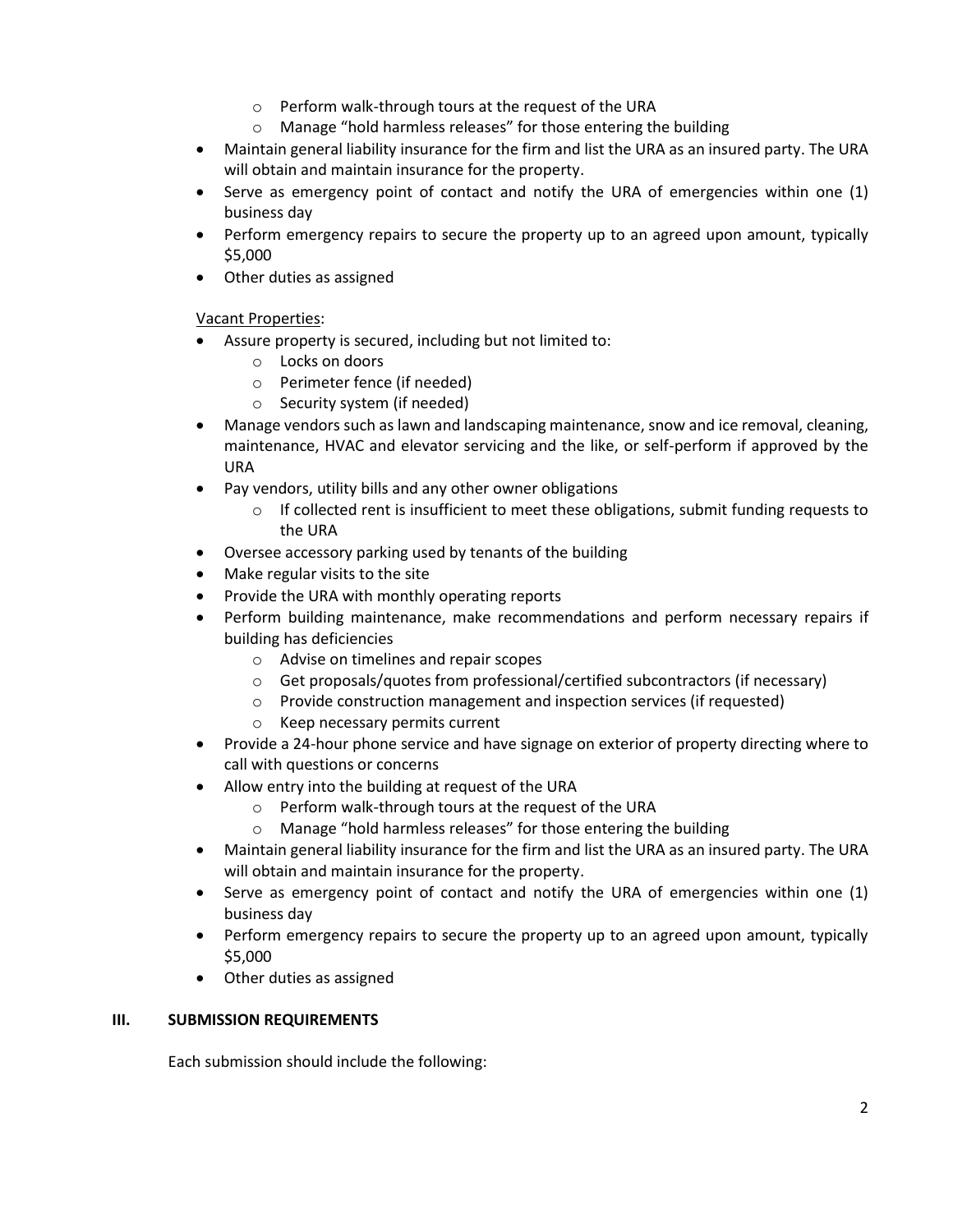- Perform walk-through tours at the request of the URA
  - Manage "hold harmless releases" for those entering the building
- Maintain general liability insurance for the firm and list the URA as an insured party. The URA will obtain and maintain insurance for the property.
- Serve as emergency point of contact and notify the URA of emergencies within one (1) business day
- Perform emergency repairs to secure the property up to an agreed upon amount, typically $5,000
- Other duties as assigned

<u>Vacant Properties</u>:

- Assure property is secured, including but not limited to:
  - Locks on doors
  - Perimeter fence (if needed)
  - Security system (if needed)
- Manage vendors such as lawn and landscaping maintenance, snow and ice removal, cleaning, maintenance, HVAC and elevator servicing and the like, or self-perform if approved by the URA
- Pay vendors, utility bills and any other owner obligations
  - If collected rent is insufficient to meet these obligations, submit funding requests to the URA
- Oversee accessory parking used by tenants of the building
- Make regular visits to the site
- Provide the URA with monthly operating reports
- Perform building maintenance, make recommendations and perform necessary repairs if building has deficiencies
  - Advise on timelines and repair scopes
  - Get proposals/quotes from professional/certified subcontractors (if necessary)
  - Provide construction management and inspection services (if requested)
  - Keep necessary permits current
- Provide a 24-hour phone service and have signage on exterior of property directing where to call with questions or concerns
- Allow entry into the building at request of the URA
  - Perform walk-through tours at the request of the URA
  - Manage "hold harmless releases" for those entering the building
- Maintain general liability insurance for the firm and list the URA as an insured party. The URA will obtain and maintain insurance for the property.
- Serve as emergency point of contact and notify the URA of emergencies within one (1) business day
- Perform emergency repairs to secure the property up to an agreed upon amount, typically $5,000
- Other duties as assigned

## III. SUBMISSION REQUIREMENTS

Each submission should include the following: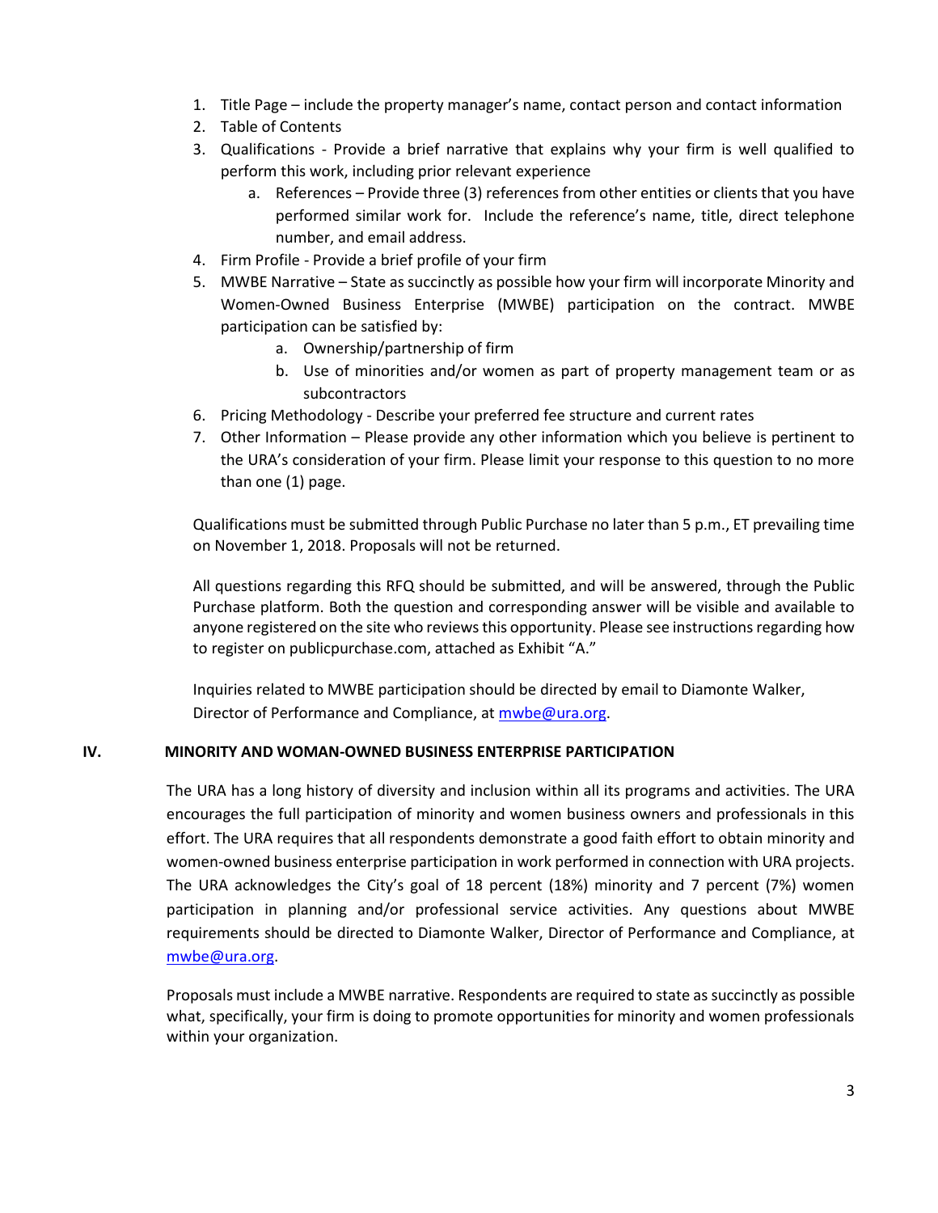1. Title Page – include the property manager's name, contact person and contact information
2. Table of Contents
3. Qualifications - Provide a brief narrative that explains why your firm is well qualified to perform this work, including prior relevant experience
   a. References – Provide three (3) references from other entities or clients that you have performed similar work for. Include the reference's name, title, direct telephone number, and email address.
4. Firm Profile - Provide a brief profile of your firm
5. MWBE Narrative – State as succinctly as possible how your firm will incorporate Minority and Women-Owned Business Enterprise (MWBE) participation on the contract. MWBE participation can be satisfied by:
   a. Ownership/partnership of firm
   b. Use of minorities and/or women as part of property management team or as subcontractors
6. Pricing Methodology - Describe your preferred fee structure and current rates
7. Other Information – Please provide any other information which you believe is pertinent to the URA's consideration of your firm. Please limit your response to this question to no more than one (1) page.

Qualifications must be submitted through Public Purchase no later than 5 p.m., ET prevailing time on November 1, 2018. Proposals will not be returned.

All questions regarding this RFQ should be submitted, and will be answered, through the Public Purchase platform. Both the question and corresponding answer will be visible and available to anyone registered on the site who reviews this opportunity. Please see instructions regarding how to register on publicpurchase.com, attached as Exhibit "A."

Inquiries related to MWBE participation should be directed by email to Diamonte Walker, Director of Performance and Compliance, at mwbe@ura.org.

## IV. MINORITY AND WOMAN-OWNED BUSINESS ENTERPRISE PARTICIPATION

The URA has a long history of diversity and inclusion within all its programs and activities. The URA encourages the full participation of minority and women business owners and professionals in this effort. The URA requires that all respondents demonstrate a good faith effort to obtain minority and women-owned business enterprise participation in work performed in connection with URA projects. The URA acknowledges the City's goal of 18 percent (18%) minority and 7 percent (7%) women participation in planning and/or professional service activities. Any questions about MWBE requirements should be directed to Diamonte Walker, Director of Performance and Compliance, at mwbe@ura.org.

Proposals must include a MWBE narrative. Respondents are required to state as succinctly as possible what, specifically, your firm is doing to promote opportunities for minority and women professionals within your organization.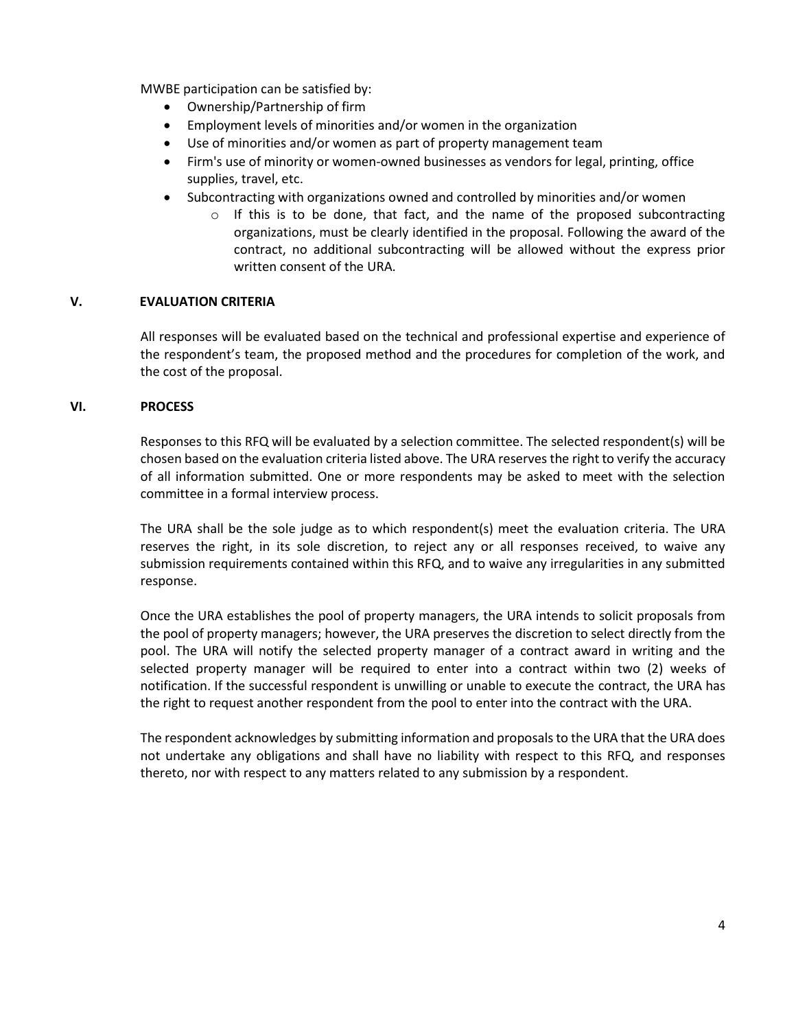MWBE participation can be satisfied by:

- Ownership/Partnership of firm
- Employment levels of minorities and/or women in the organization
- Use of minorities and/or women as part of property management team
- Firm's use of minority or women-owned businesses as vendors for legal, printing, office supplies, travel, etc.
- Subcontracting with organizations owned and controlled by minorities and/or women
  - If this is to be done, that fact, and the name of the proposed subcontracting organizations, must be clearly identified in the proposal. Following the award of the contract, no additional subcontracting will be allowed without the express prior written consent of the URA.

## V. EVALUATION CRITERIA

All responses will be evaluated based on the technical and professional expertise and experience of the respondent's team, the proposed method and the procedures for completion of the work, and the cost of the proposal.

## VI. PROCESS

Responses to this RFQ will be evaluated by a selection committee. The selected respondent(s) will be chosen based on the evaluation criteria listed above. The URA reserves the right to verify the accuracy of all information submitted. One or more respondents may be asked to meet with the selection committee in a formal interview process.

The URA shall be the sole judge as to which respondent(s) meet the evaluation criteria. The URA reserves the right, in its sole discretion, to reject any or all responses received, to waive any submission requirements contained within this RFQ, and to waive any irregularities in any submitted response.

Once the URA establishes the pool of property managers, the URA intends to solicit proposals from the pool of property managers; however, the URA preserves the discretion to select directly from the pool. The URA will notify the selected property manager of a contract award in writing and the selected property manager will be required to enter into a contract within two (2) weeks of notification. If the successful respondent is unwilling or unable to execute the contract, the URA has the right to request another respondent from the pool to enter into the contract with the URA.

The respondent acknowledges by submitting information and proposals to the URA that the URA does not undertake any obligations and shall have no liability with respect to this RFQ, and responses thereto, nor with respect to any matters related to any submission by a respondent.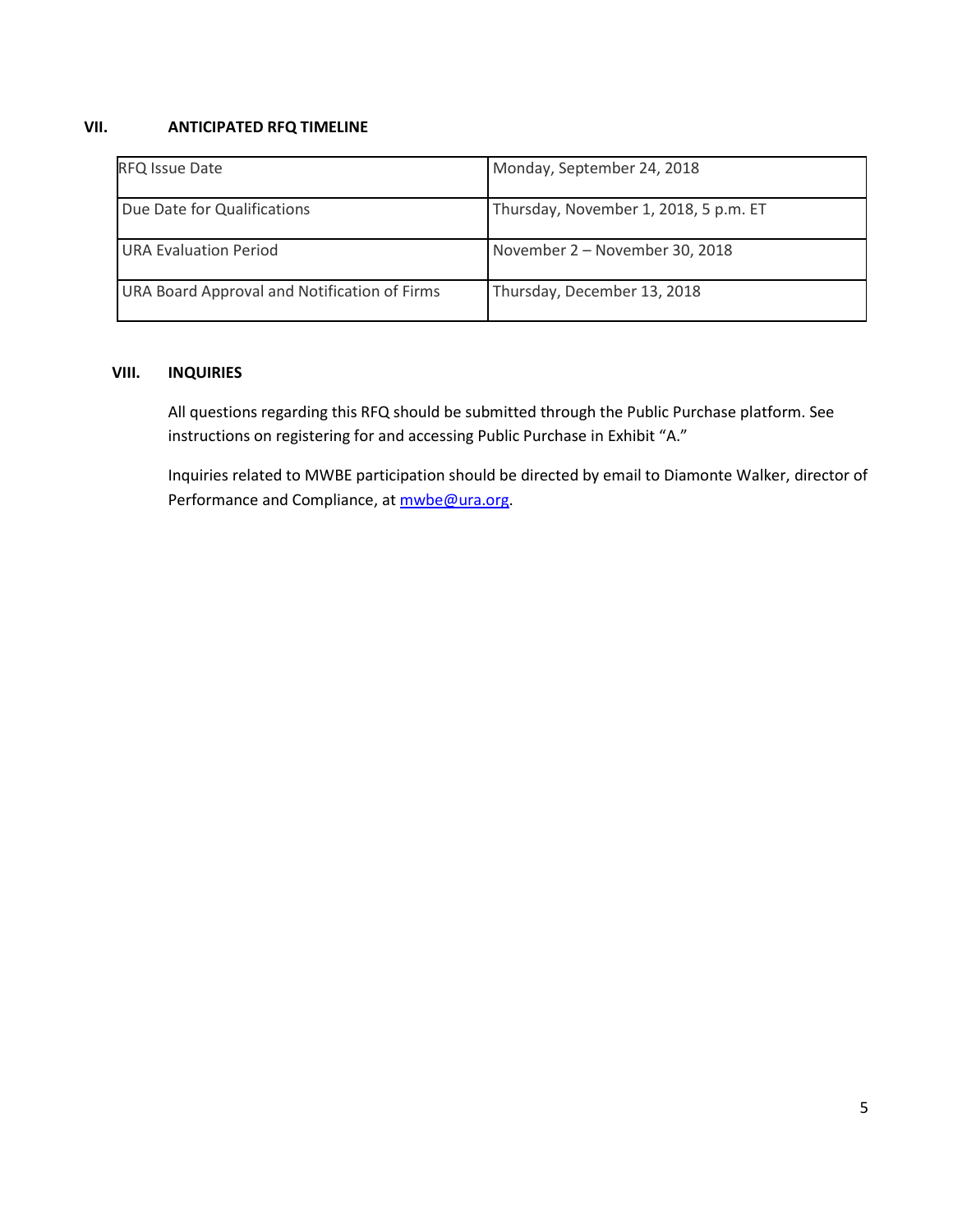## VII. ANTICIPATED RFQ TIMELINE

| RFQ Issue Date | Monday, September 24, 2018 |
|---|---|
| Due Date for Qualifications | Thursday, November 1, 2018, 5 p.m. ET |
| URA Evaluation Period | November 2 – November 30, 2018 |
| URA Board Approval and Notification of Firms | Thursday, December 13, 2018 |

## VIII. INQUIRIES

All questions regarding this RFQ should be submitted through the Public Purchase platform. See instructions on registering for and accessing Public Purchase in Exhibit "A."

Inquiries related to MWBE participation should be directed by email to Diamonte Walker, director of Performance and Compliance, at mwbe@ura.org.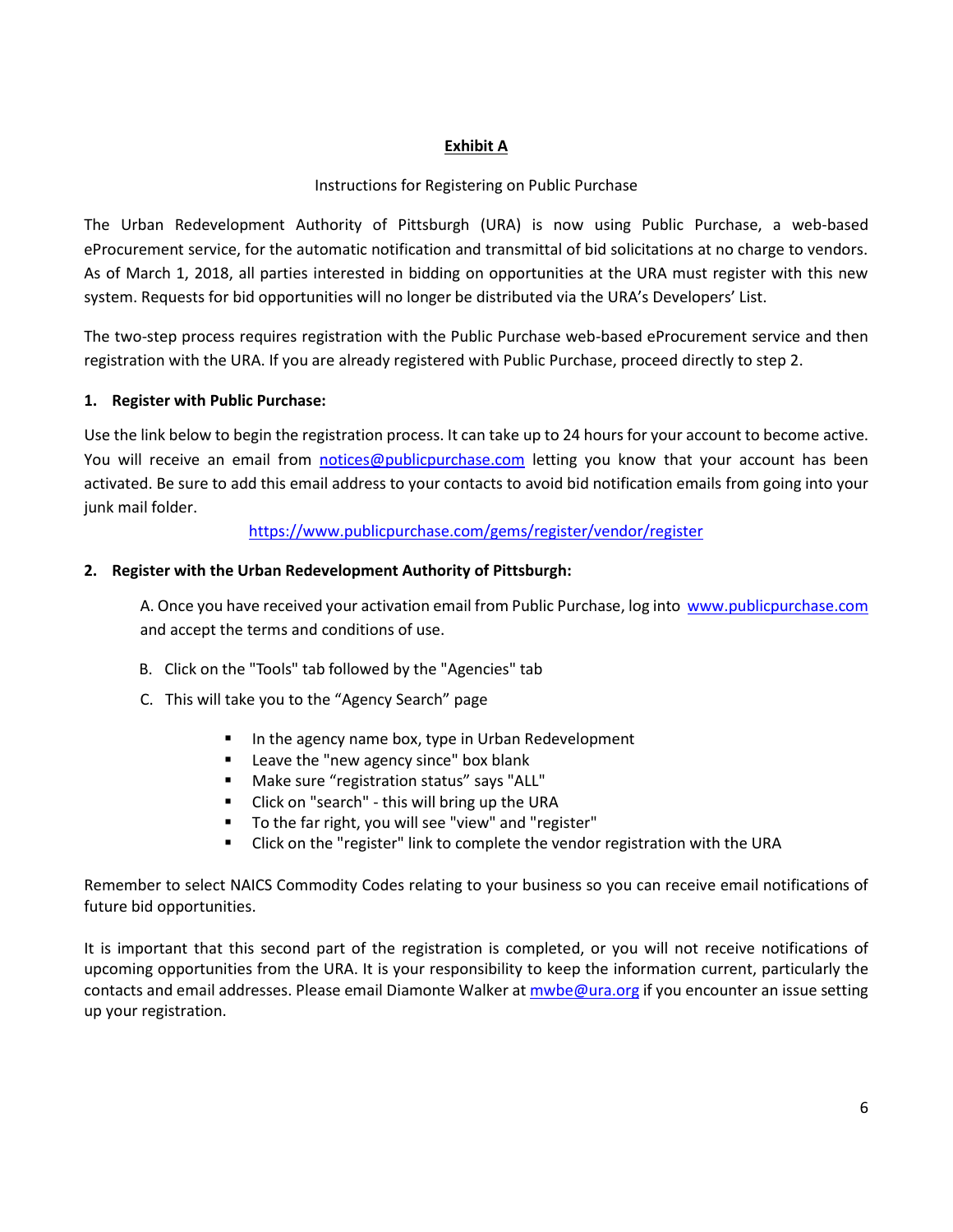# Exhibit A

Instructions for Registering on Public Purchase

The Urban Redevelopment Authority of Pittsburgh (URA) is now using Public Purchase, a web-based eProcurement service, for the automatic notification and transmittal of bid solicitations at no charge to vendors. As of March 1, 2018, all parties interested in bidding on opportunities at the URA must register with this new system. Requests for bid opportunities will no longer be distributed via the URA's Developers' List.

The two-step process requires registration with the Public Purchase web-based eProcurement service and then registration with the URA. If you are already registered with Public Purchase, proceed directly to step 2.

**1. Register with Public Purchase:**

Use the link below to begin the registration process. It can take up to 24 hours for your account to become active. You will receive an email from notices@publicpurchase.com letting you know that your account has been activated. Be sure to add this email address to your contacts to avoid bid notification emails from going into your junk mail folder.

https://www.publicpurchase.com/gems/register/vendor/register

**2. Register with the Urban Redevelopment Authority of Pittsburgh:**

A. Once you have received your activation email from Public Purchase, log into www.publicpurchase.com and accept the terms and conditions of use.

B. Click on the "Tools" tab followed by the "Agencies" tab

C. This will take you to the "Agency Search" page

- In the agency name box, type in Urban Redevelopment
- Leave the "new agency since" box blank
- Make sure "registration status" says "ALL"
- Click on "search" - this will bring up the URA
- To the far right, you will see "view" and "register"
- Click on the "register" link to complete the vendor registration with the URA

Remember to select NAICS Commodity Codes relating to your business so you can receive email notifications of future bid opportunities.

It is important that this second part of the registration is completed, or you will not receive notifications of upcoming opportunities from the URA. It is your responsibility to keep the information current, particularly the contacts and email addresses. Please email Diamonte Walker at mwbe@ura.org if you encounter an issue setting up your registration.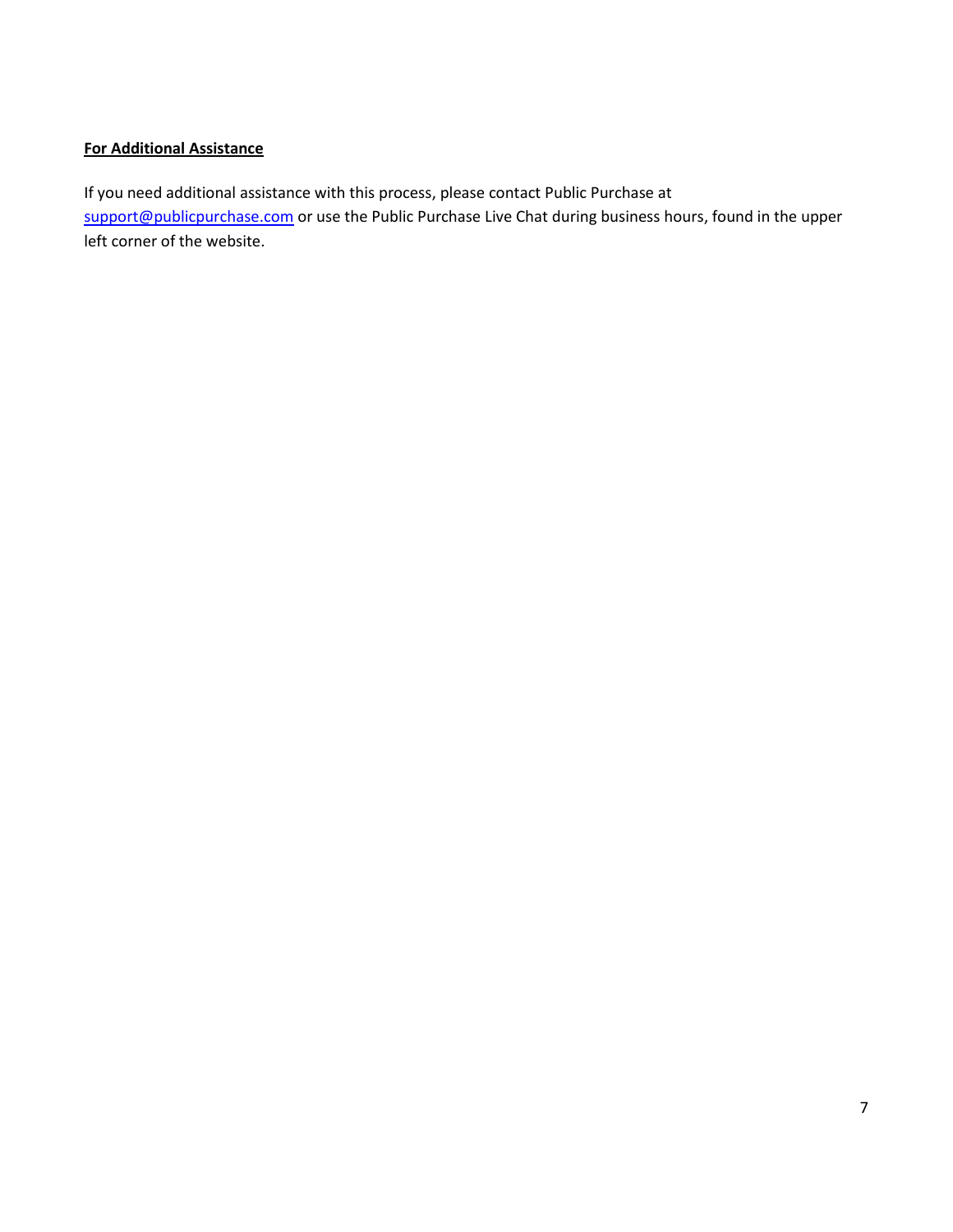**For Additional Assistance**

If you need additional assistance with this process, please contact Public Purchase at support@publicpurchase.com or use the Public Purchase Live Chat during business hours, found in the upper left corner of the website.